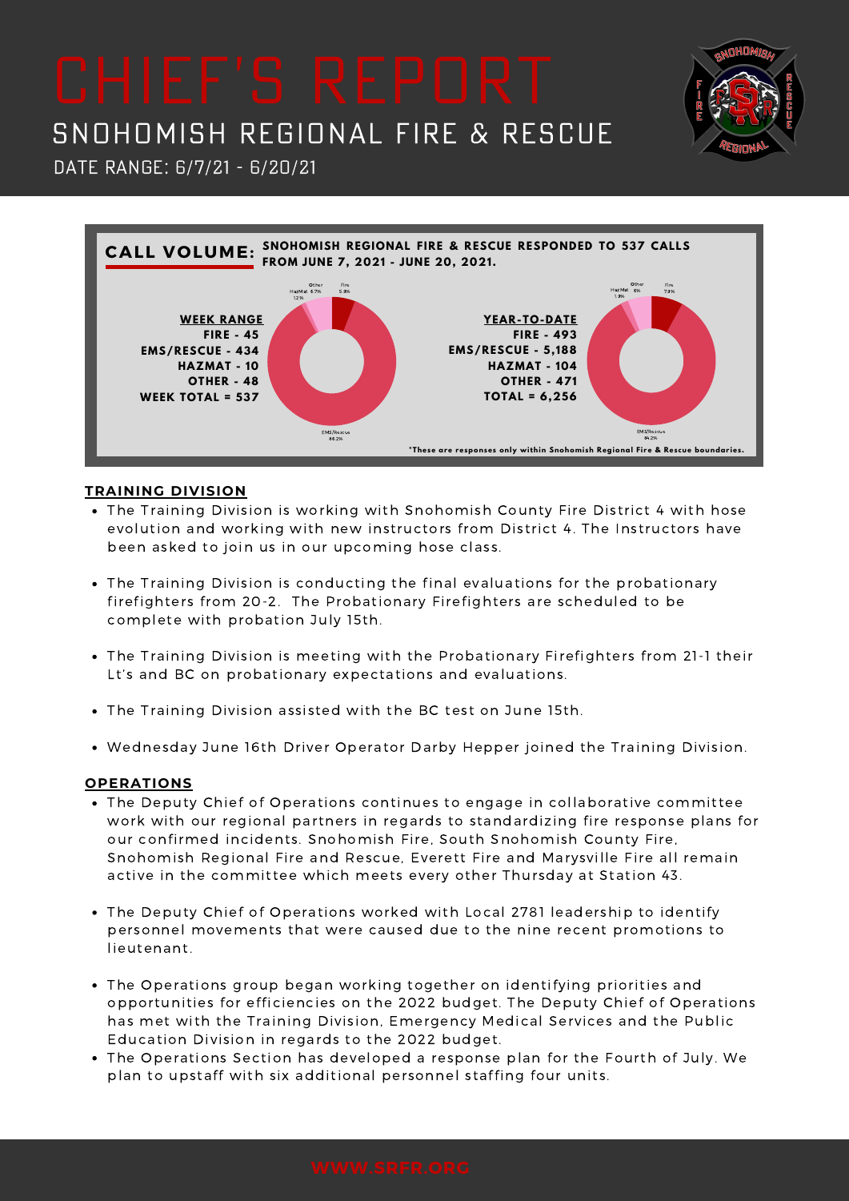# CHIEF'S REPORT

## SNOHOMISH REGIONAL FIRE & RESCUE

DATE RANGE: 6/7/21 - 6/20/21

**CALL VOLUME:** **SNOHOMISH REGIONAL FIRE & RESCUE RESPONDED TO 537 CALLS FROM JUNE 7, 2021 - JUNE 20, 2021.**

**WEEK RANGE**
**FIRE - 45**
**EMS/RESCUE - 434**
**HAZMAT - 10**
**OTHER - 48**
**WEEK TOTAL = 537**

Other
HazMat 6.7%
1.2%
Fire 5.9%
EMS/Rescue 86.2%

**YEAR-TO-DATE**
**FIRE - 493**
**EMS/RESCUE - 5,188**
**HAZMAT - 104**
**OTHER - 471**
**TOTAL = 6,256**

Other
HazMat 6%
1.9%
Fire 7.9%
EMS/Rescue 84.2%

*These are responses only within Snohomish Regional Fire & Rescue boundaries.

### TRAINING DIVISION

- The Training Division is working with Snohomish County Fire District 4 with hose evolution and working with new instructors from District 4. The Instructors have been asked to join us in our upcoming hose class.
- The Training Division is conducting the final evaluations for the probationary firefighters from 20-2. The Probationary Firefighters are scheduled to be complete with probation July 15th.
- The Training Division is meeting with the Probationary Firefighters from 21-1 their Lt's and BC on probationary expectations and evaluations.
- The Training Division assisted with the BC test on June 15th.
- Wednesday June 16th Driver Operator Darby Hepper joined the Training Division.

### OPERATIONS

- The Deputy Chief of Operations continues to engage in collaborative committee work with our regional partners in regards to standardizing fire response plans for our confirmed incidents. Snohomish Fire, South Snohomish County Fire, Snohomish Regional Fire and Rescue, Everett Fire and Marysville Fire all remain active in the committee which meets every other Thursday at Station 43.
- The Deputy Chief of Operations worked with Local 2781 leadership to identify personnel movements that were caused due to the nine recent promotions to lieutenant.
- The Operations group began working together on identifying priorities and opportunities for efficiencies on the 2022 budget. The Deputy Chief of Operations has met with the Training Division, Emergency Medical Services and the Public Education Division in regards to the 2022 budget.
- The Operations Section has developed a response plan for the Fourth of July. We plan to upstaff with six additional personnel staffing four units.

WWW.SRFR.ORG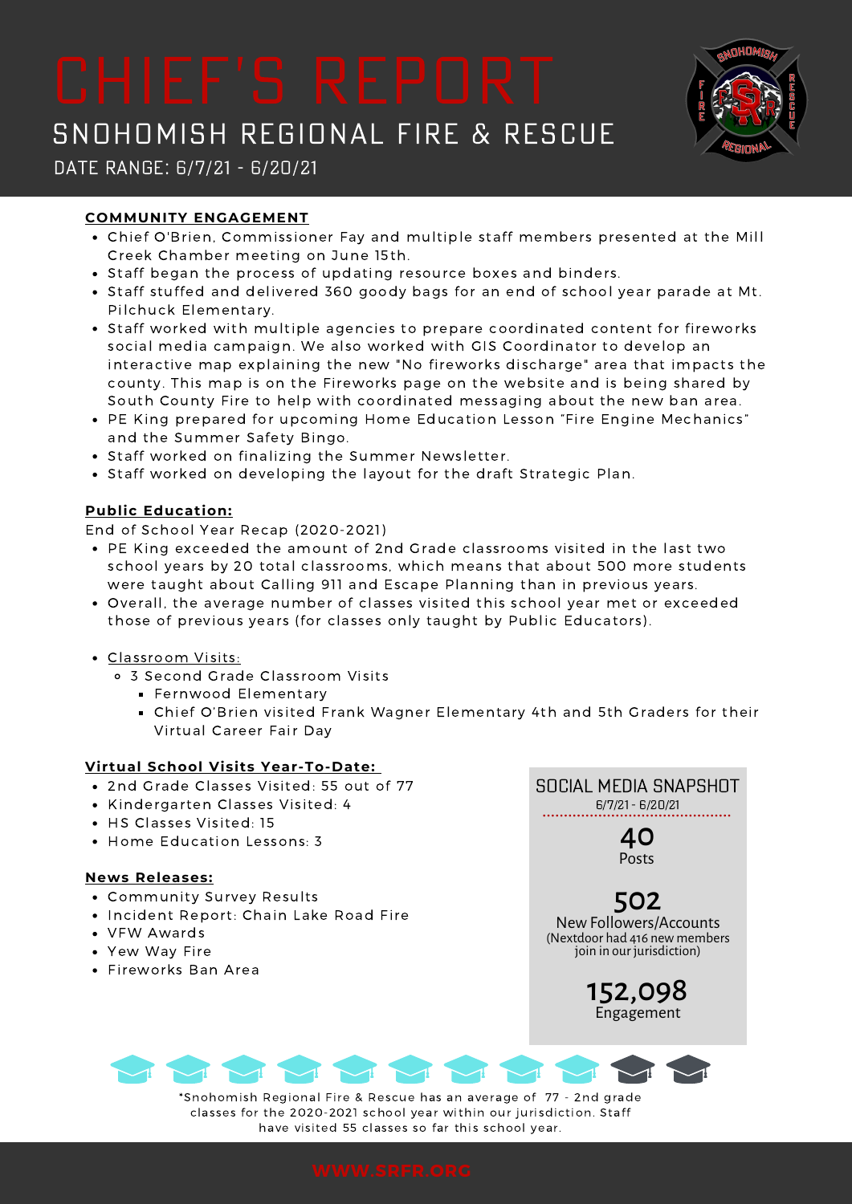# CHIEF'S REPORT

## SNOHOMISH REGIONAL FIRE & RESCUE

DATE RANGE: 6/7/21 - 6/20/21

### COMMUNITY ENGAGEMENT

- Chief O'Brien, Commissioner Fay and multiple staff members presented at the Mill Creek Chamber meeting on June 15th.
- Staff began the process of updating resource boxes and binders.
- Staff stuffed and delivered 360 goody bags for an end of school year parade at Mt. Pilchuck Elementary.
- Staff worked with multiple agencies to prepare coordinated content for fireworks social media campaign. We also worked with GIS Coordinator to develop an interactive map explaining the new "No fireworks discharge" area that impacts the county. This map is on the Fireworks page on the website and is being shared by South County Fire to help with coordinated messaging about the new ban area.
- PE King prepared for upcoming Home Education Lesson "Fire Engine Mechanics" and the Summer Safety Bingo.
- Staff worked on finalizing the Summer Newsletter.
- Staff worked on developing the layout for the draft Strategic Plan.

### Public Education:

End of School Year Recap (2020-2021)

- PE King exceeded the amount of 2nd Grade classrooms visited in the last two school years by 20 total classrooms, which means that about 500 more students were taught about Calling 911 and Escape Planning than in previous years.
- Overall, the average number of classes visited this school year met or exceeded those of previous years (for classes only taught by Public Educators).

- Classroom Visits:
  - 3 Second Grade Classroom Visits
    - Fernwood Elementary
    - Chief O'Brien visited Frank Wagner Elementary 4th and 5th Graders for their Virtual Career Fair Day

### Virtual School Visits Year-To-Date:

- 2nd Grade Classes Visited: 55 out of 77
- Kindergarten Classes Visited: 4
- HS Classes Visited: 15
- Home Education Lessons: 3

### News Releases:

- Community Survey Results
- Incident Report: Chain Lake Road Fire
- VFW Awards
- Yew Way Fire
- Fireworks Ban Area

### SOCIAL MEDIA SNAPSHOT

6/7/21 - 6/20/21

**40**
Posts

**502**
New Followers/Accounts
(Nextdoor had 416 new members join in our jurisdiction)

**152,098**
Engagement

*Snohomish Regional Fire & Rescue has an average of 77 - 2nd grade classes for the 2020-2021 school year within our jurisdiction. Staff have visited 55 classes so far this school year.

WWW.SRFR.ORG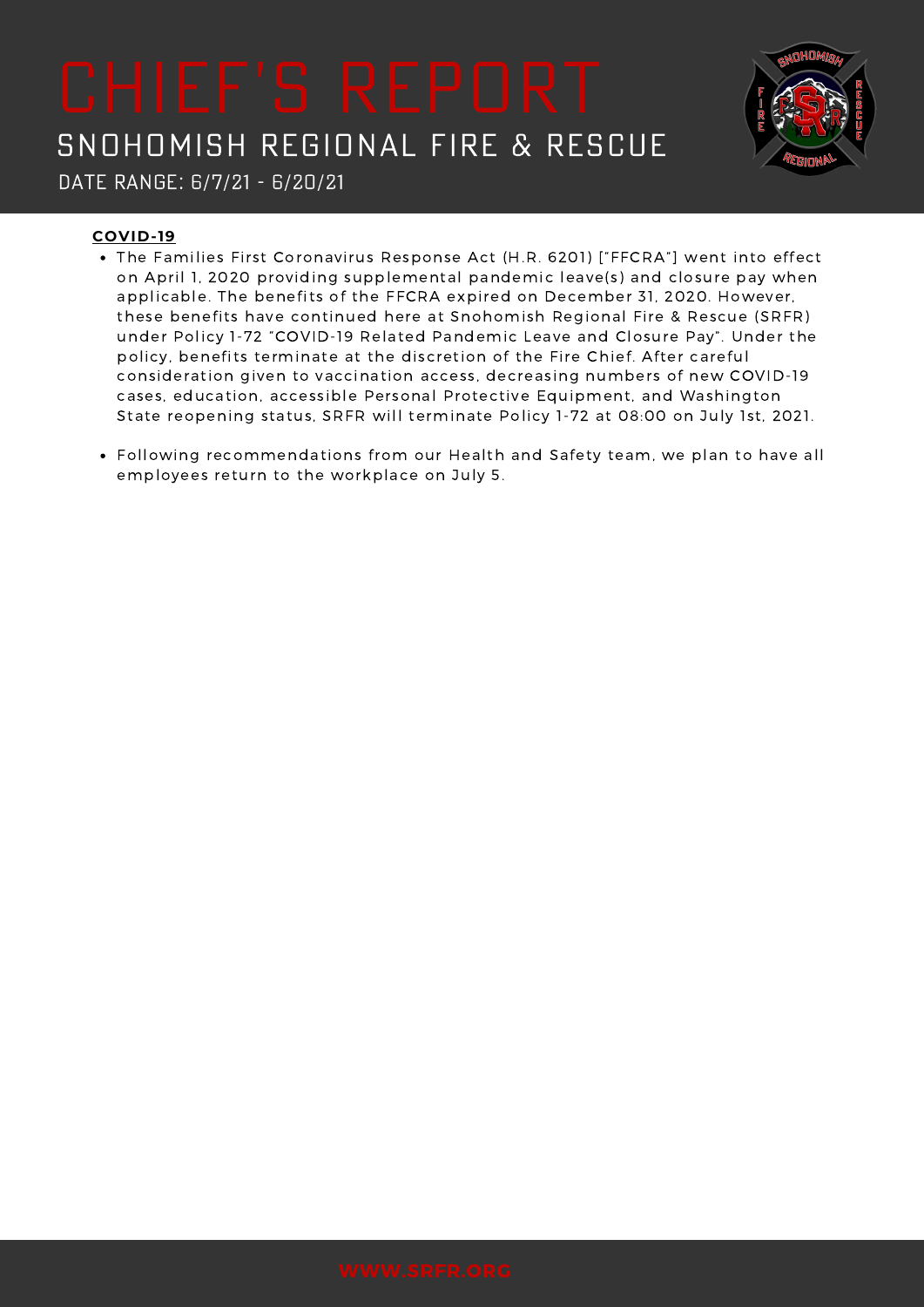# CHIEF'S REPORT

## SNOHOMISH REGIONAL FIRE & RESCUE

DATE RANGE: 6/7/21 - 6/20/21

**COVID-19**

- The Families First Coronavirus Response Act (H.R. 6201) ["FFCRA"] went into effect on April 1, 2020 providing supplemental pandemic leave(s) and closure pay when applicable. The benefits of the FFCRA expired on December 31, 2020. However, these benefits have continued here at Snohomish Regional Fire & Rescue (SRFR) under Policy 1-72 "COVID-19 Related Pandemic Leave and Closure Pay". Under the policy, benefits terminate at the discretion of the Fire Chief. After careful consideration given to vaccination access, decreasing numbers of new COVID-19 cases, education, accessible Personal Protective Equipment, and Washington State reopening status, SRFR will terminate Policy 1-72 at 08:00 on July 1st, 2021.

- Following recommendations from our Health and Safety team, we plan to have all employees return to the workplace on July 5.

WWW.SRFR.ORG